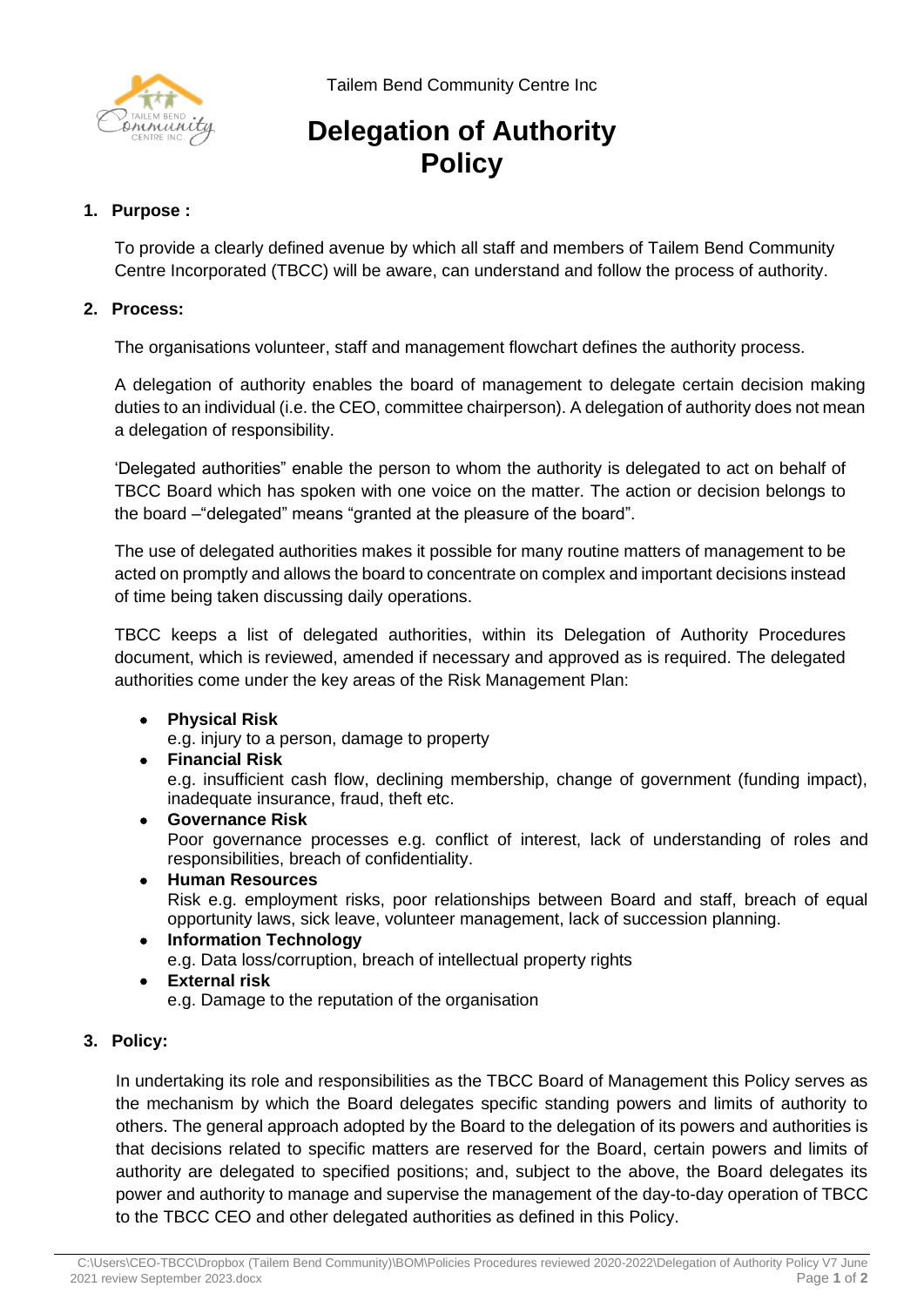Tailem Bend Community Centre Inc

# Delegation of Authority Policy

## 1. Purpose :

To provide a clearly defined avenue by which all staff and members of Tailem Bend Community Centre Incorporated (TBCC) will be aware, can understand and follow the process of authority.

## 2. Process:

The organisations volunteer, staff and management flowchart defines the authority process.

A delegation of authority enables the board of management to delegate certain decision making duties to an individual (i.e. the CEO, committee chairperson). A delegation of authority does not mean a delegation of responsibility.

'Delegated authorities" enable the person to whom the authority is delegated to act on behalf of TBCC Board which has spoken with one voice on the matter. The action or decision belongs to the board –"delegated" means "granted at the pleasure of the board".

The use of delegated authorities makes it possible for many routine matters of management to be acted on promptly and allows the board to concentrate on complex and important decisions instead of time being taken discussing daily operations.

TBCC keeps a list of delegated authorities, within its Delegation of Authority Procedures document, which is reviewed, amended if necessary and approved as is required. The delegated authorities come under the key areas of the Risk Management Plan:

- **Physical Risk**
  e.g. injury to a person, damage to property
- **Financial Risk**
  e.g. insufficient cash flow, declining membership, change of government (funding impact), inadequate insurance, fraud, theft etc.
- **Governance Risk**
  Poor governance processes e.g. conflict of interest, lack of understanding of roles and responsibilities, breach of confidentiality.
- **Human Resources**
  Risk e.g. employment risks, poor relationships between Board and staff, breach of equal opportunity laws, sick leave, volunteer management, lack of succession planning.
- **Information Technology**
  e.g. Data loss/corruption, breach of intellectual property rights
- **External risk**
  e.g. Damage to the reputation of the organisation

## 3. Policy:

In undertaking its role and responsibilities as the TBCC Board of Management this Policy serves as the mechanism by which the Board delegates specific standing powers and limits of authority to others. The general approach adopted by the Board to the delegation of its powers and authorities is that decisions related to specific matters are reserved for the Board, certain powers and limits of authority are delegated to specified positions; and, subject to the above, the Board delegates its power and authority to manage and supervise the management of the day-to-day operation of TBCC to the TBCC CEO and other delegated authorities as defined in this Policy.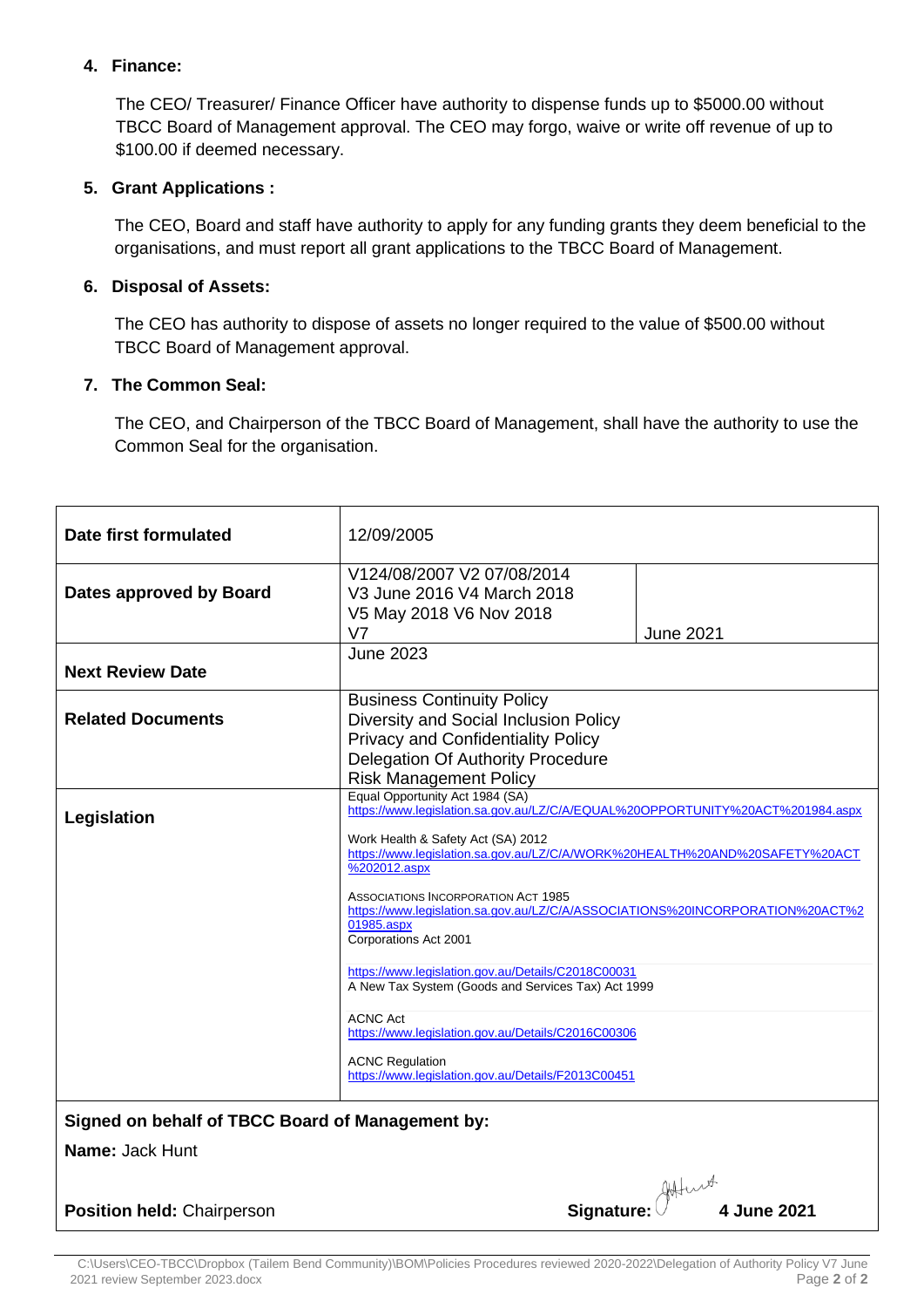4. **Finance:**

   The CEO/ Treasurer/ Finance Officer have authority to dispense funds up to $5000.00 without TBCC Board of Management approval. The CEO may forgo, waive or write off revenue of up to $100.00 if deemed necessary.

5. **Grant Applications :**

   The CEO, Board and staff have authority to apply for any funding grants they deem beneficial to the organisations, and must report all grant applications to the TBCC Board of Management.

6. **Disposal of Assets:**

   The CEO has authority to dispose of assets no longer required to the value of $500.00 without TBCC Board of Management approval.

7. **The Common Seal:**

   The CEO, and Chairperson of the TBCC Board of Management, shall have the authority to use the Common Seal for the organisation.

| | | |
|---|---|---|
| **Date first formulated** | 12/09/2005 | |
| **Dates approved by Board** | V124/08/2007 V2 07/08/2014<br>V3 June 2016 V4 March 2018<br>V5 May 2018 V6 Nov 2018<br>V7 | June 2021 |
| **Next Review Date** | June 2023 | |
| **Related Documents** | Business Continuity Policy<br>Diversity and Social Inclusion Policy<br>Privacy and Confidentiality Policy<br>Delegation Of Authority Procedure<br>Risk Management Policy | |
| **Legislation** | Equal Opportunity Act 1984 (SA)<br>https://www.legislation.sa.gov.au/LZ/C/A/EQUAL%20OPPORTUNITY%20ACT%201984.aspx<br><br>Work Health & Safety Act (SA) 2012<br>https://www.legislation.sa.gov.au/LZ/C/A/WORK%20HEALTH%20AND%20SAFETY%20ACT%202012.aspx<br><br>ASSOCIATIONS INCORPORATION ACT 1985<br>https://www.legislation.sa.gov.au/LZ/C/A/ASSOCIATIONS%20INCORPORATION%20ACT%201985.aspx<br>Corporations Act 2001<br><br>https://www.legislation.gov.au/Details/C2018C00031<br>A New Tax System (Goods and Services Tax) Act 1999<br><br>ACNC Act<br>https://www.legislation.gov.au/Details/C2016C00306<br><br>ACNC Regulation<br>https://www.legislation.gov.au/Details/F2013C00451 | |

**Signed on behalf of TBCC Board of Management by:**

**Name:** Jack Hunt

**Position held:** Chairperson **Signature:** **4 June 2021**